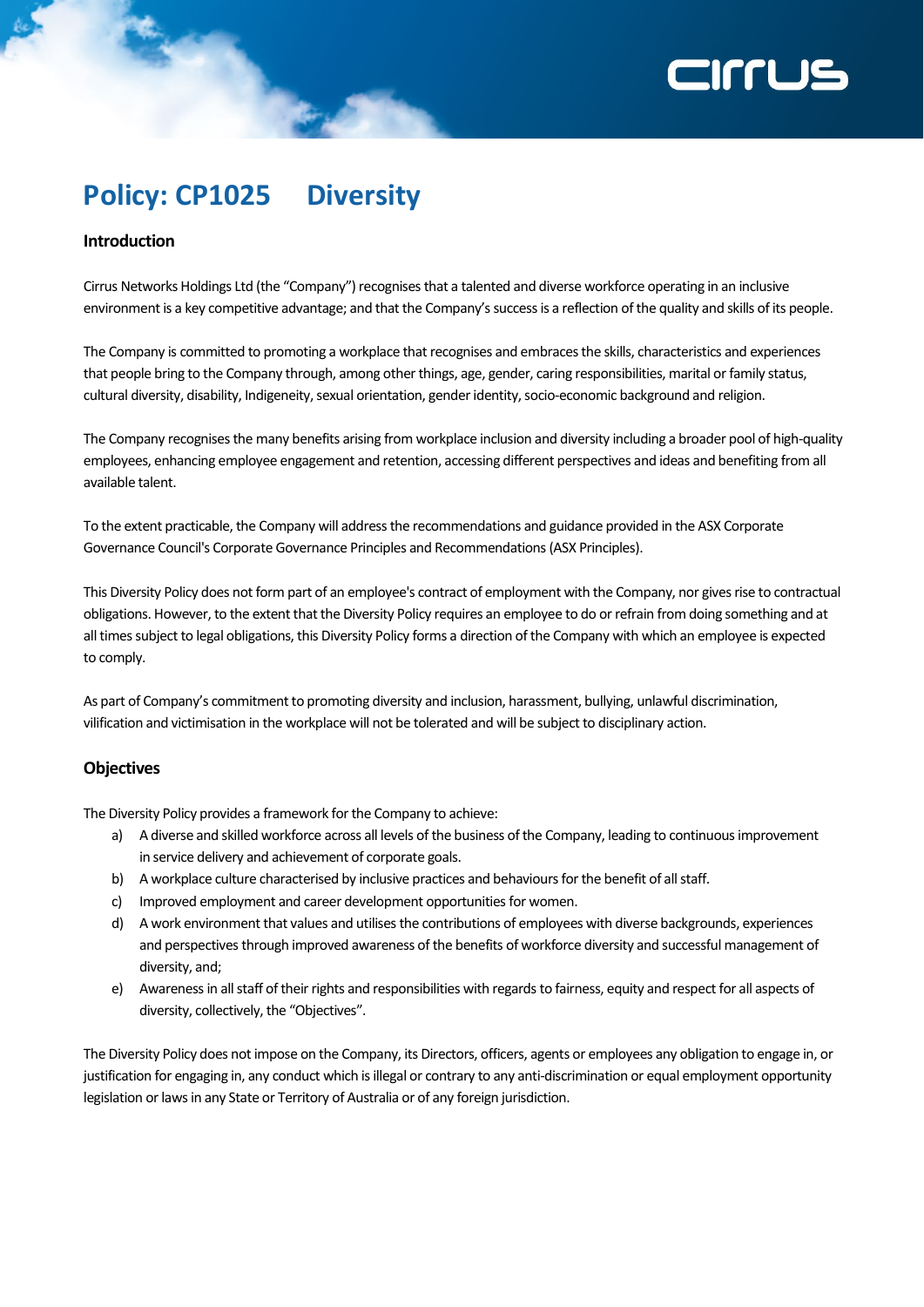# Policy: CP1025 Diversity

## Introduction

Cirrus Networks Holdings Ltd (the "Company") recognises that a talented and diverse workforce operating in an inclusive environment is a key competitive advantage; and that the Company's success is a reflection of the quality and skills of its people.

The Company is committed to promoting a workplace that recognises and embraces the skills, characteristics and experiences that people bring to the Company through, among other things, age, gender, caring responsibilities, marital or family status, cultural diversity, disability, Indigeneity, sexual orientation, gender identity, socio-economic background and religion.

The Company recognises the many benefits arising from workplace inclusion and diversity including a broader pool of high-quality employees, enhancing employee engagement and retention, accessing different perspectives and ideas and benefiting from all available talent.

To the extent practicable, the Company will address the recommendations and guidance provided in the ASX Corporate Governance Council's Corporate Governance Principles and Recommendations (ASX Principles).

This Diversity Policy does not form part of an employee's contract of employment with the Company, nor gives rise to contractual obligations. However, to the extent that the Diversity Policy requires an employee to do or refrain from doing something and at all times subject to legal obligations, this Diversity Policy forms a direction of the Company with which an employee is expected to comply.

As part of Company's commitment to promoting diversity and inclusion, harassment, bullying, unlawful discrimination, vilification and victimisation in the workplace will not be tolerated and will be subject to disciplinary action.

## Objectives

The Diversity Policy provides a framework for the Company to achieve:

a) A diverse and skilled workforce across all levels of the business of the Company, leading to continuous improvement in service delivery and achievement of corporate goals.
b) A workplace culture characterised by inclusive practices and behaviours for the benefit of all staff.
c) Improved employment and career development opportunities for women.
d) A work environment that values and utilises the contributions of employees with diverse backgrounds, experiences and perspectives through improved awareness of the benefits of workforce diversity and successful management of diversity, and;
e) Awareness in all staff of their rights and responsibilities with regards to fairness, equity and respect for all aspects of diversity, collectively, the "Objectives".

The Diversity Policy does not impose on the Company, its Directors, officers, agents or employees any obligation to engage in, or justification for engaging in, any conduct which is illegal or contrary to any anti-discrimination or equal employment opportunity legislation or laws in any State or Territory of Australia or of any foreign jurisdiction.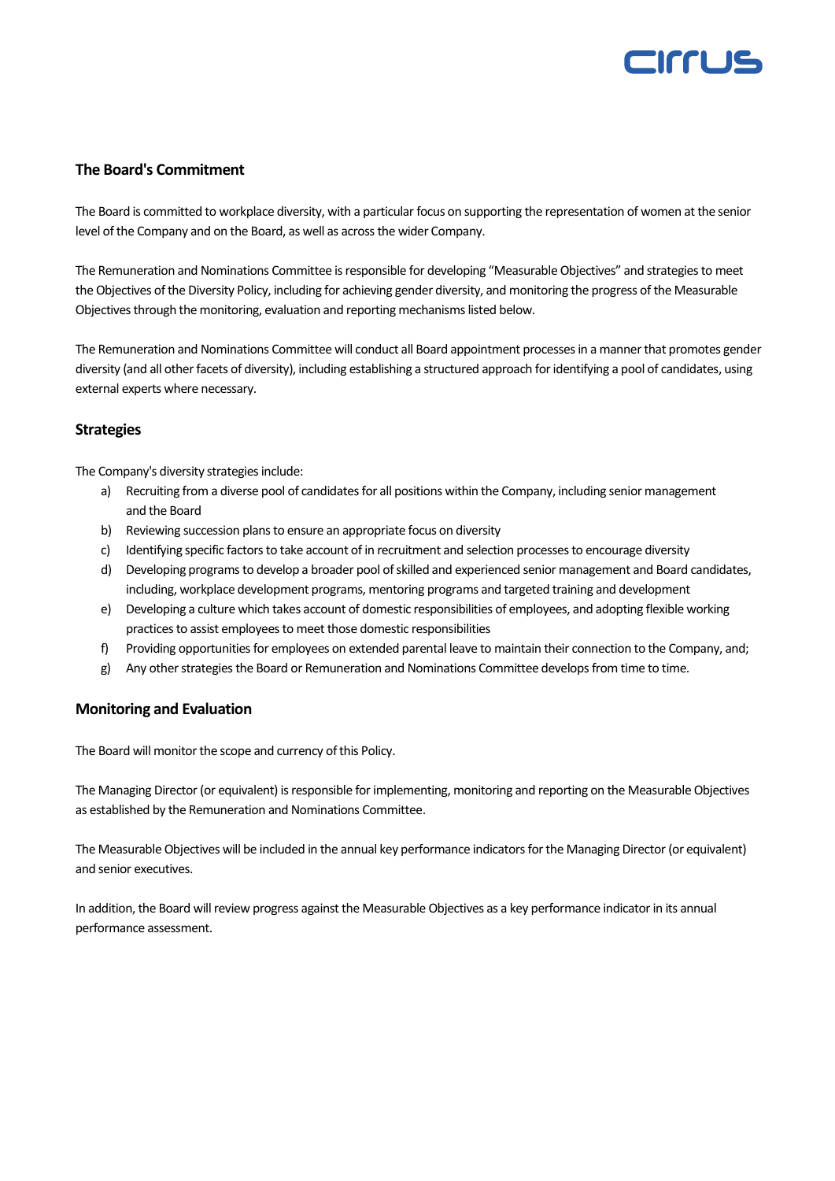## The Board's Commitment

The Board is committed to workplace diversity, with a particular focus on supporting the representation of women at the senior level of the Company and on the Board, as well as across the wider Company.

The Remuneration and Nominations Committee is responsible for developing “Measurable Objectives” and strategies to meet the Objectives of the Diversity Policy, including for achieving gender diversity, and monitoring the progress of the Measurable Objectives through the monitoring, evaluation and reporting mechanisms listed below.

The Remuneration and Nominations Committee will conduct all Board appointment processes in a manner that promotes gender diversity (and all other facets of diversity), including establishing a structured approach for identifying a pool of candidates, using external experts where necessary.

## Strategies

The Company's diversity strategies include:

a) Recruiting from a diverse pool of candidates for all positions within the Company, including senior management and the Board
b) Reviewing succession plans to ensure an appropriate focus on diversity
c) Identifying specific factors to take account of in recruitment and selection processes to encourage diversity
d) Developing programs to develop a broader pool of skilled and experienced senior management and Board candidates, including, workplace development programs, mentoring programs and targeted training and development
e) Developing a culture which takes account of domestic responsibilities of employees, and adopting flexible working practices to assist employees to meet those domestic responsibilities
f) Providing opportunities for employees on extended parental leave to maintain their connection to the Company, and;
g) Any other strategies the Board or Remuneration and Nominations Committee develops from time to time.

## Monitoring and Evaluation

The Board will monitor the scope and currency of this Policy.

The Managing Director (or equivalent) is responsible for implementing, monitoring and reporting on the Measurable Objectives as established by the Remuneration and Nominations Committee.

The Measurable Objectives will be included in the annual key performance indicators for the Managing Director (or equivalent) and senior executives.

In addition, the Board will review progress against the Measurable Objectives as a key performance indicator in its annual performance assessment.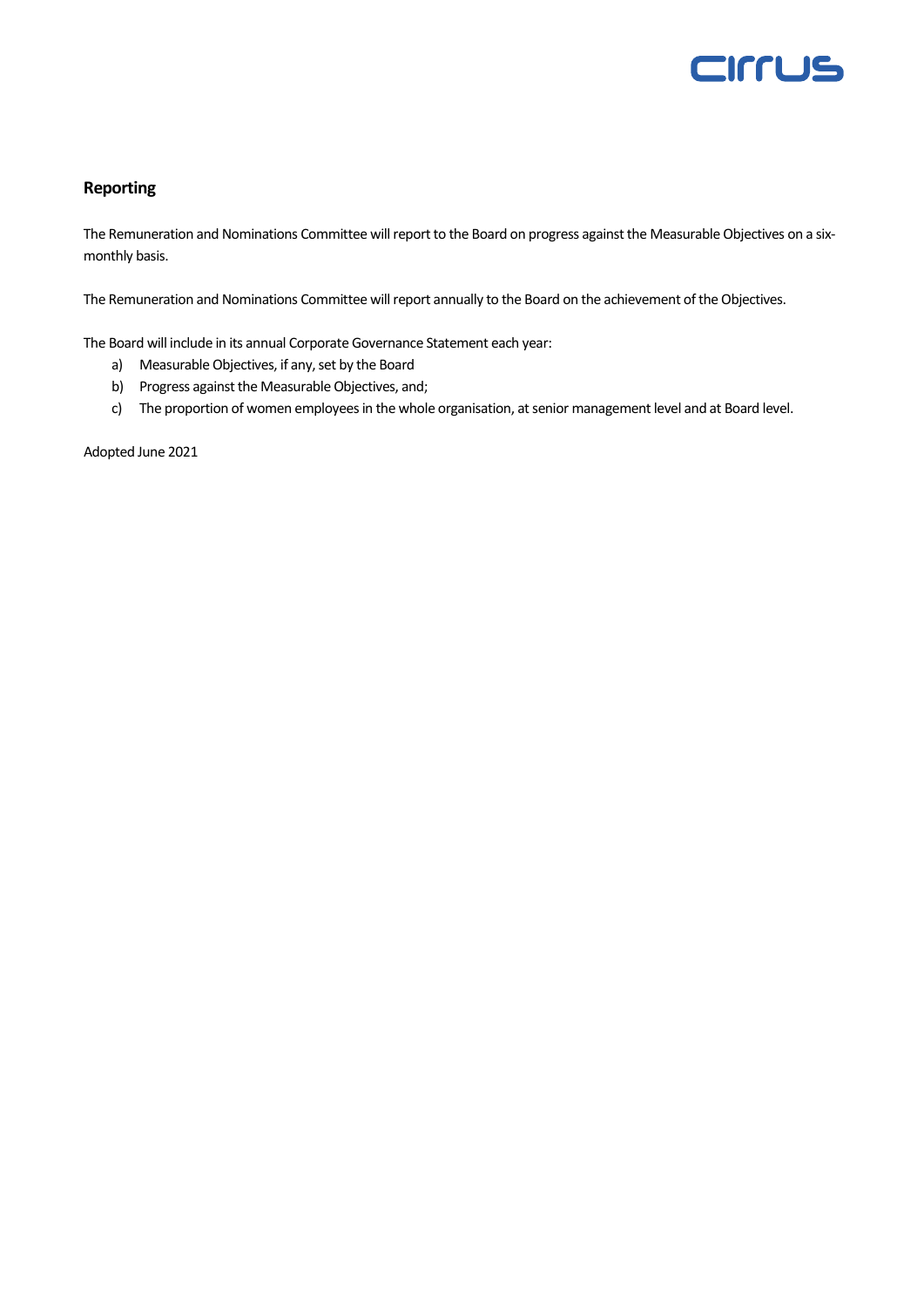## Reporting

The Remuneration and Nominations Committee will report to the Board on progress against the Measurable Objectives on a six-monthly basis.

The Remuneration and Nominations Committee will report annually to the Board on the achievement of the Objectives.

The Board will include in its annual Corporate Governance Statement each year:

a) Measurable Objectives, if any, set by the Board
b) Progress against the Measurable Objectives, and;
c) The proportion of women employees in the whole organisation, at senior management level and at Board level.

Adopted June 2021